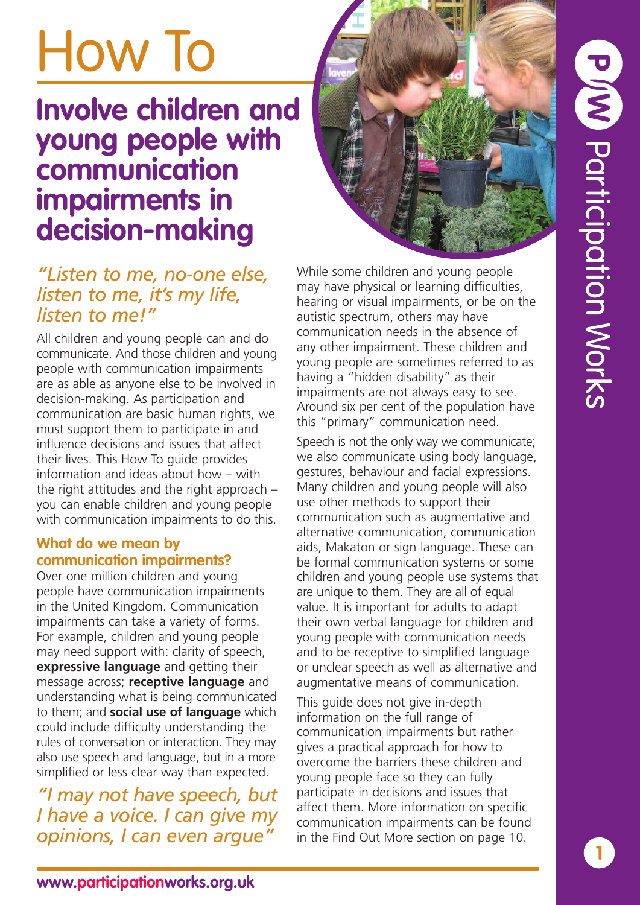# How To

## Involve children and young people with communication impairments in decision-making

*"Listen to me, no-one else, listen to me, it's my life, listen to me!"*

All children and young people can and do communicate. And those children and young people with communication impairments are as able as anyone else to be involved in decision-making. As participation and communication are basic human rights, we must support them to participate in and influence decisions and issues that affect their lives. This How To guide provides information and ideas about how – with the right attitudes and the right approach – you can enable children and young people with communication impairments to do this.

### What do we mean by communication impairments?

Over one million children and young people have communication impairments in the United Kingdom. Communication impairments can take a variety of forms. For example, children and young people may need support with: clarity of speech, **expressive language** and getting their message across; **receptive language** and understanding what is being communicated to them; and **social use of language** which could include difficulty understanding the rules of conversation or interaction. They may also use speech and language, but in a more simplified or less clear way than expected.

*"I may not have speech, but I have a voice. I can give my opinions, I can even argue"*

While some children and young people may have physical or learning difficulties, hearing or visual impairments, or be on the autistic spectrum, others may have communication needs in the absence of any other impairment. These children and young people are sometimes referred to as having a "hidden disability" as their impairments are not always easy to see. Around six per cent of the population have this "primary" communication need.

Speech is not the only way we communicate; we also communicate using body language, gestures, behaviour and facial expressions. Many children and young people will also use other methods to support their communication such as augmentative and alternative communication, communication aids, Makaton or sign language. These can be formal communication systems or some children and young people use systems that are unique to them. They are all of equal value. It is important for adults to adapt their own verbal language for children and young people with communication needs and to be receptive to simplified language or unclear speech as well as alternative and augmentative means of communication.

This guide does not give in-depth information on the full range of communication impairments but rather gives a practical approach for how to overcome the barriers these children and young people face so they can fully participate in decisions and issues that affect them. More information on specific communication impairments can be found in the Find Out More section on page 10.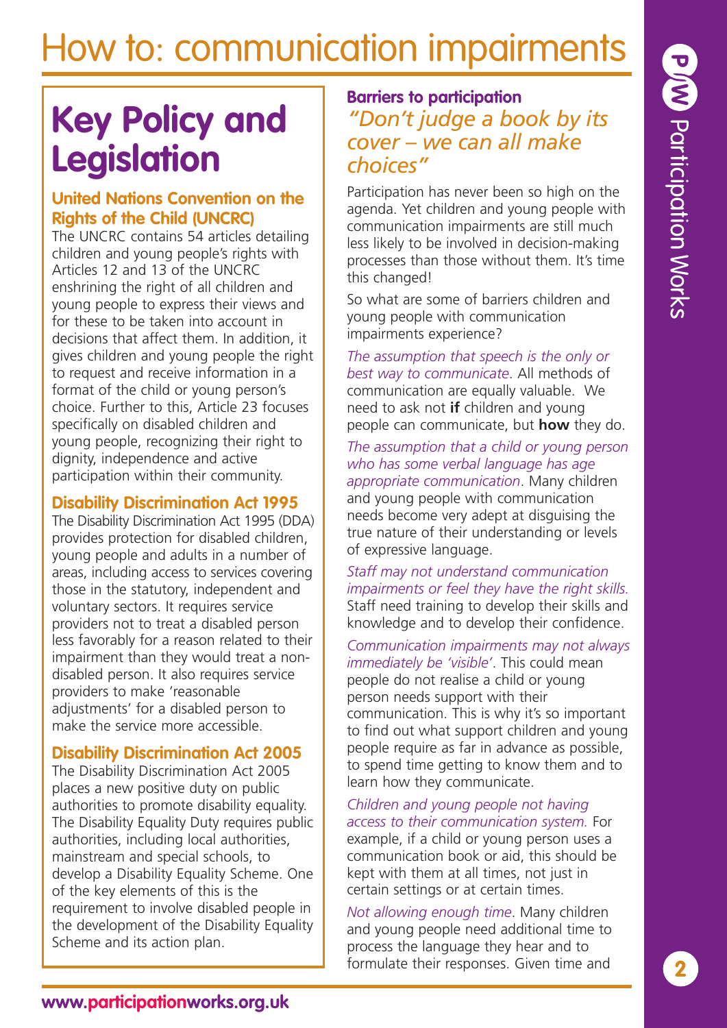# How to: communication impairments

## Key Policy and Legislation

### United Nations Convention on the Rights of the Child (UNCRC)

The UNCRC contains 54 articles detailing children and young people's rights with Articles 12 and 13 of the UNCRC enshrining the right of all children and young people to express their views and for these to be taken into account in decisions that affect them. In addition, it gives children and young people the right to request and receive information in a format of the child or young person's choice. Further to this, Article 23 focuses specifically on disabled children and young people, recognizing their right to dignity, independence and active participation within their community.

### Disability Discrimination Act 1995

The Disability Discrimination Act 1995 (DDA) provides protection for disabled children, young people and adults in a number of areas, including access to services covering those in the statutory, independent and voluntary sectors. It requires service providers not to treat a disabled person less favorably for a reason related to their impairment than they would treat a non-disabled person. It also requires service providers to make 'reasonable adjustments' for a disabled person to make the service more accessible.

### Disability Discrimination Act 2005

The Disability Discrimination Act 2005 places a new positive duty on public authorities to promote disability equality. The Disability Equality Duty requires public authorities, including local authorities, mainstream and special schools, to develop a Disability Equality Scheme. One of the key elements of this is the requirement to involve disabled people in the development of the Disability Equality Scheme and its action plan.

### Barriers to participation

*"Don't judge a book by its cover – we can all make choices"*

Participation has never been so high on the agenda. Yet children and young people with communication impairments are still much less likely to be involved in decision-making processes than those without them. It's time this changed!

So what are some of barriers children and young people with communication impairments experience?

*The assumption that speech is the only or best way to communicate*. All methods of communication are equally valuable. We need to ask not **if** children and young people can communicate, but **how** they do.

*The assumption that a child or young person who has some verbal language has age appropriate communication*. Many children and young people with communication needs become very adept at disguising the true nature of their understanding or levels of expressive language.

*Staff may not understand communication impairments or feel they have the right skills.* Staff need training to develop their skills and knowledge and to develop their confidence.

*Communication impairments may not always immediately be 'visible'*. This could mean people do not realise a child or young person needs support with their communication. This is why it's so important to find out what support children and young people require as far in advance as possible, to spend time getting to know them and to learn how they communicate.

*Children and young people not having access to their communication system.* For example, if a child or young person uses a communication book or aid, this should be kept with them at all times, not just in certain settings or at certain times.

*Not allowing enough time*. Many children and young people need additional time to process the language they hear and to formulate their responses. Given time and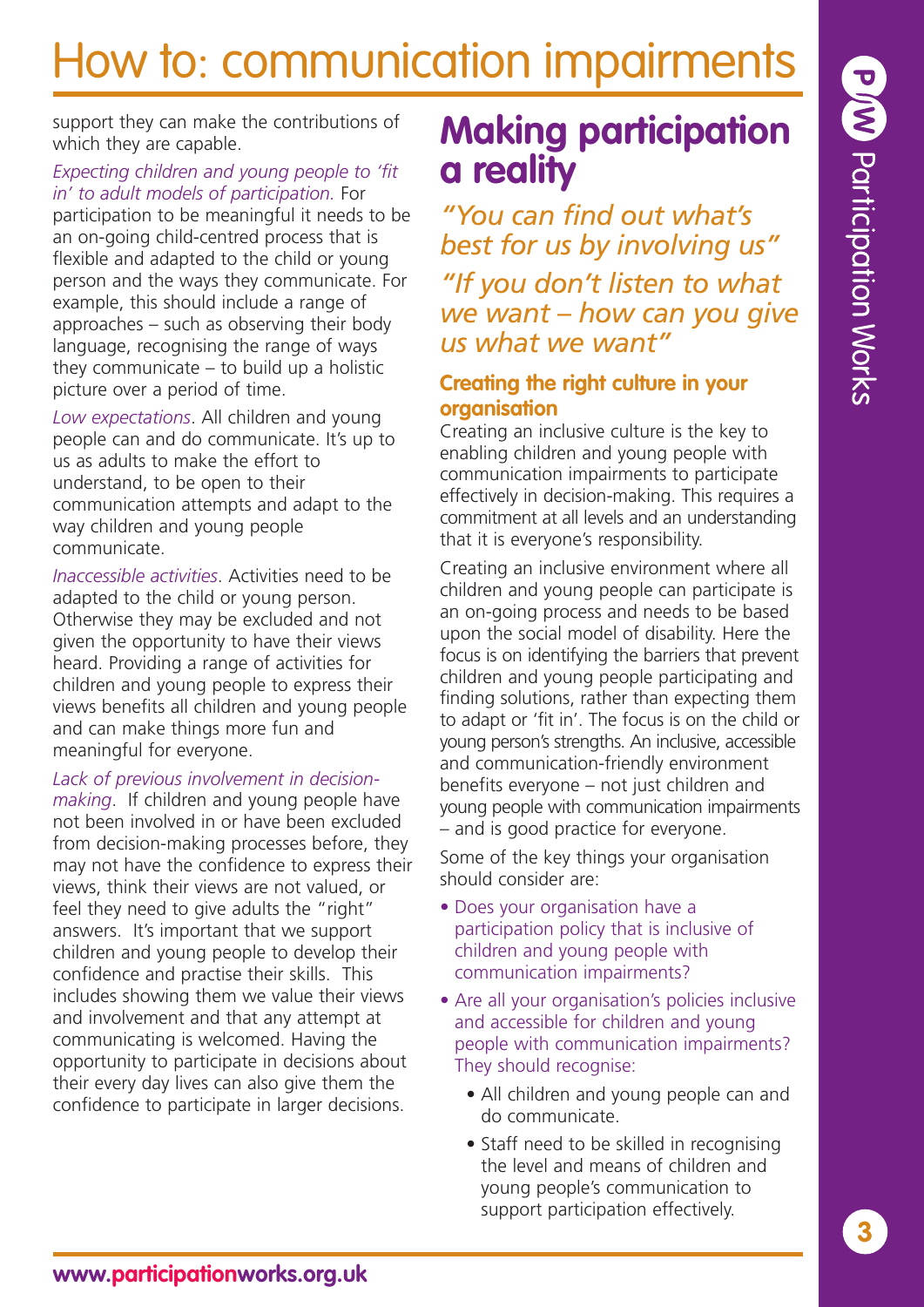# How to: communication impairments

support they can make the contributions of which they are capable.

*Expecting children and young people to 'fit in' to adult models of participation.* For participation to be meaningful it needs to be an on-going child-centred process that is flexible and adapted to the child or young person and the ways they communicate. For example, this should include a range of approaches – such as observing their body language, recognising the range of ways they communicate – to build up a holistic picture over a period of time.

*Low expectations*. All children and young people can and do communicate. It's up to us as adults to make the effort to understand, to be open to their communication attempts and adapt to the way children and young people communicate.

*Inaccessible activities*. Activities need to be adapted to the child or young person. Otherwise they may be excluded and not given the opportunity to have their views heard. Providing a range of activities for children and young people to express their views benefits all children and young people and can make things more fun and meaningful for everyone.

*Lack of previous involvement in decision-making*. If children and young people have not been involved in or have been excluded from decision-making processes before, they may not have the confidence to express their views, think their views are not valued, or feel they need to give adults the "right" answers. It's important that we support children and young people to develop their confidence and practise their skills. This includes showing them we value their views and involvement and that any attempt at communicating is welcomed. Having the opportunity to participate in decisions about their every day lives can also give them the confidence to participate in larger decisions.

## Making participation a reality

*"You can find out what's best for us by involving us"*

*"If you don't listen to what we want – how can you give us what we want"*

### Creating the right culture in your organisation

Creating an inclusive culture is the key to enabling children and young people with communication impairments to participate effectively in decision-making. This requires a commitment at all levels and an understanding that it is everyone's responsibility.

Creating an inclusive environment where all children and young people can participate is an on-going process and needs to be based upon the social model of disability. Here the focus is on identifying the barriers that prevent children and young people participating and finding solutions, rather than expecting them to adapt or 'fit in'. The focus is on the child or young person's strengths. An inclusive, accessible and communication-friendly environment benefits everyone – not just children and young people with communication impairments – and is good practice for everyone.

Some of the key things your organisation should consider are:

- Does your organisation have a participation policy that is inclusive of children and young people with communication impairments?
- Are all your organisation's policies inclusive and accessible for children and young people with communication impairments? They should recognise:
  - All children and young people can and do communicate.
  - Staff need to be skilled in recognising the level and means of children and young people's communication to support participation effectively.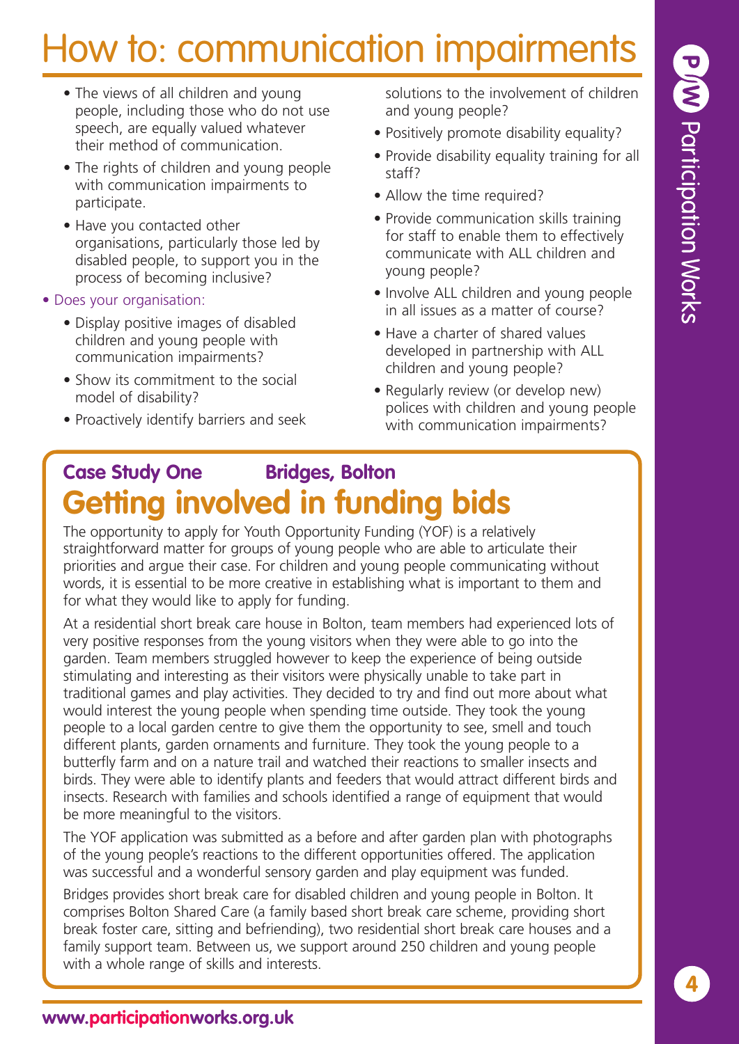# How to: communication impairments

- The views of all children and young people, including those who do not use speech, are equally valued whatever their method of communication.
- The rights of children and young people with communication impairments to participate.
- Have you contacted other organisations, particularly those led by disabled people, to support you in the process of becoming inclusive?

- Does your organisation:
  - Display positive images of disabled children and young people with communication impairments?
  - Show its commitment to the social model of disability?
  - Proactively identify barriers and seek solutions to the involvement of children and young people?
  - Positively promote disability equality?
  - Provide disability equality training for all staff?
  - Allow the time required?
  - Provide communication skills training for staff to enable them to effectively communicate with ALL children and young people?
  - Involve ALL children and young people in all issues as a matter of course?
  - Have a charter of shared values developed in partnership with ALL children and young people?
  - Regularly review (or develop new) polices with children and young people with communication impairments?

**Case Study One** **Bridges, Bolton**

## Getting involved in funding bids

The opportunity to apply for Youth Opportunity Funding (YOF) is a relatively straightforward matter for groups of young people who are able to articulate their priorities and argue their case. For children and young people communicating without words, it is essential to be more creative in establishing what is important to them and for what they would like to apply for funding.

At a residential short break care house in Bolton, team members had experienced lots of very positive responses from the young visitors when they were able to go into the garden. Team members struggled however to keep the experience of being outside stimulating and interesting as their visitors were physically unable to take part in traditional games and play activities. They decided to try and find out more about what would interest the young people when spending time outside. They took the young people to a local garden centre to give them the opportunity to see, smell and touch different plants, garden ornaments and furniture. They took the young people to a butterfly farm and on a nature trail and watched their reactions to smaller insects and birds. They were able to identify plants and feeders that would attract different birds and insects. Research with families and schools identified a range of equipment that would be more meaningful to the visitors.

The YOF application was submitted as a before and after garden plan with photographs of the young people's reactions to the different opportunities offered. The application was successful and a wonderful sensory garden and play equipment was funded.

Bridges provides short break care for disabled children and young people in Bolton. It comprises Bolton Shared Care (a family based short break care scheme, providing short break foster care, sitting and befriending), two residential short break care houses and a family support team. Between us, we support around 250 children and young people with a whole range of skills and interests.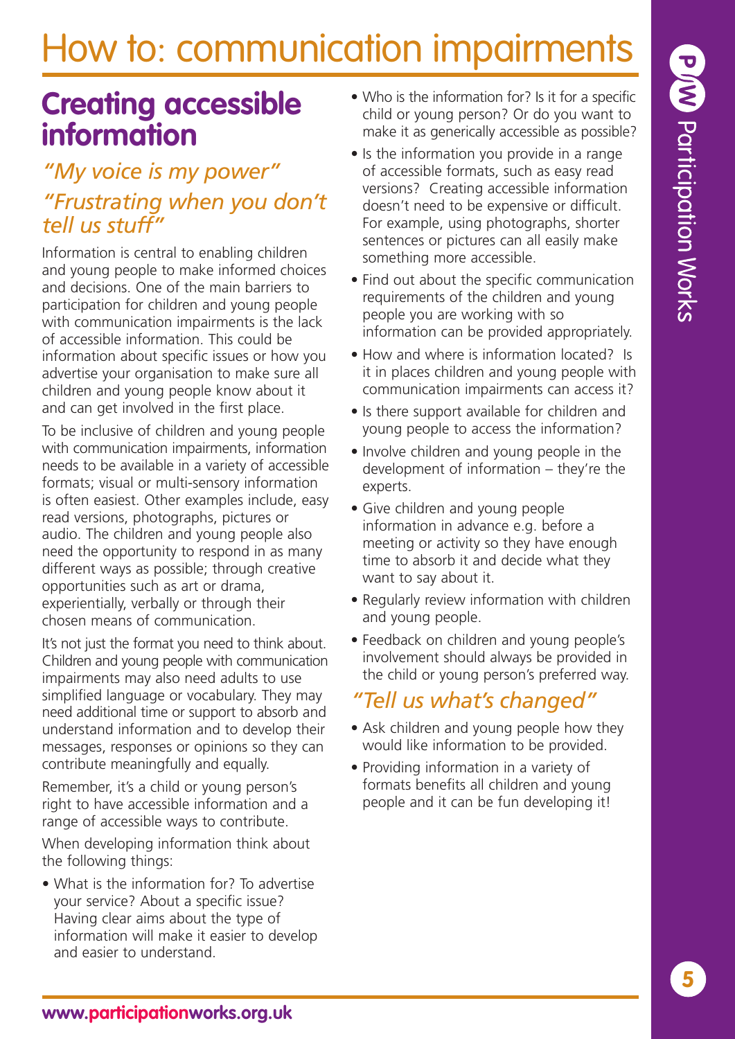# How to: communication impairments

## Creating accessible information

### *"My voice is my power"*

### *"Frustrating when you don't tell us stuff"*

Information is central to enabling children and young people to make informed choices and decisions. One of the main barriers to participation for children and young people with communication impairments is the lack of accessible information. This could be information about specific issues or how you advertise your organisation to make sure all children and young people know about it and can get involved in the first place.

To be inclusive of children and young people with communication impairments, information needs to be available in a variety of accessible formats; visual or multi-sensory information is often easiest. Other examples include, easy read versions, photographs, pictures or audio. The children and young people also need the opportunity to respond in as many different ways as possible; through creative opportunities such as art or drama, experientially, verbally or through their chosen means of communication.

It's not just the format you need to think about. Children and young people with communication impairments may also need adults to use simplified language or vocabulary. They may need additional time or support to absorb and understand information and to develop their messages, responses or opinions so they can contribute meaningfully and equally.

Remember, it's a child or young person's right to have accessible information and a range of accessible ways to contribute.

When developing information think about the following things:

- What is the information for? To advertise your service? About a specific issue? Having clear aims about the type of information will make it easier to develop and easier to understand.
- Who is the information for? Is it for a specific child or young person? Or do you want to make it as generically accessible as possible?
- Is the information you provide in a range of accessible formats, such as easy read versions? Creating accessible information doesn't need to be expensive or difficult. For example, using photographs, shorter sentences or pictures can all easily make something more accessible.
- Find out about the specific communication requirements of the children and young people you are working with so information can be provided appropriately.
- How and where is information located? Is it in places children and young people with communication impairments can access it?
- Is there support available for children and young people to access the information?
- Involve children and young people in the development of information – they're the experts.
- Give children and young people information in advance e.g. before a meeting or activity so they have enough time to absorb it and decide what they want to say about it.
- Regularly review information with children and young people.
- Feedback on children and young people's involvement should always be provided in the child or young person's preferred way.

### *"Tell us what's changed"*

- Ask children and young people how they would like information to be provided.
- Providing information in a variety of formats benefits all children and young people and it can be fun developing it!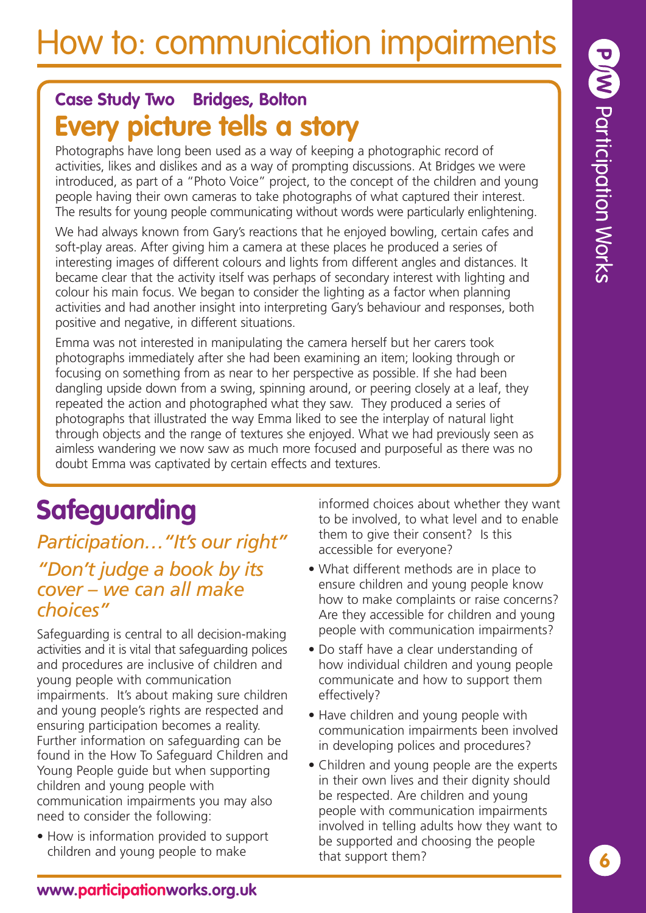# How to: communication impairments

## Case Study Two Bridges, Bolton

## Every picture tells a story

Photographs have long been used as a way of keeping a photographic record of activities, likes and dislikes and as a way of prompting discussions. At Bridges we were introduced, as part of a "Photo Voice" project, to the concept of the children and young people having their own cameras to take photographs of what captured their interest. The results for young people communicating without words were particularly enlightening.

We had always known from Gary's reactions that he enjoyed bowling, certain cafes and soft-play areas. After giving him a camera at these places he produced a series of interesting images of different colours and lights from different angles and distances. It became clear that the activity itself was perhaps of secondary interest with lighting and colour his main focus. We began to consider the lighting as a factor when planning activities and had another insight into interpreting Gary's behaviour and responses, both positive and negative, in different situations.

Emma was not interested in manipulating the camera herself but her carers took photographs immediately after she had been examining an item; looking through or focusing on something from as near to her perspective as possible. If she had been dangling upside down from a swing, spinning around, or peering closely at a leaf, they repeated the action and photographed what they saw. They produced a series of photographs that illustrated the way Emma liked to see the interplay of natural light through objects and the range of textures she enjoyed. What we had previously seen as aimless wandering we now saw as much more focused and purposeful as there was no doubt Emma was captivated by certain effects and textures.

## Safeguarding

*Participation…"It's our right"*

*"Don't judge a book by its cover – we can all make choices"*

Safeguarding is central to all decision-making activities and it is vital that safeguarding polices and procedures are inclusive of children and young people with communication impairments. It's about making sure children and young people's rights are respected and ensuring participation becomes a reality. Further information on safeguarding can be found in the How To Safeguard Children and Young People guide but when supporting children and young people with communication impairments you may also need to consider the following:

- How is information provided to support children and young people to make informed choices about whether they want to be involved, to what level and to enable them to give their consent? Is this accessible for everyone?
- What different methods are in place to ensure children and young people know how to make complaints or raise concerns? Are they accessible for children and young people with communication impairments?
- Do staff have a clear understanding of how individual children and young people communicate and how to support them effectively?
- Have children and young people with communication impairments been involved in developing polices and procedures?
- Children and young people are the experts in their own lives and their dignity should be respected. Are children and young people with communication impairments involved in telling adults how they want to be supported and choosing the people that support them?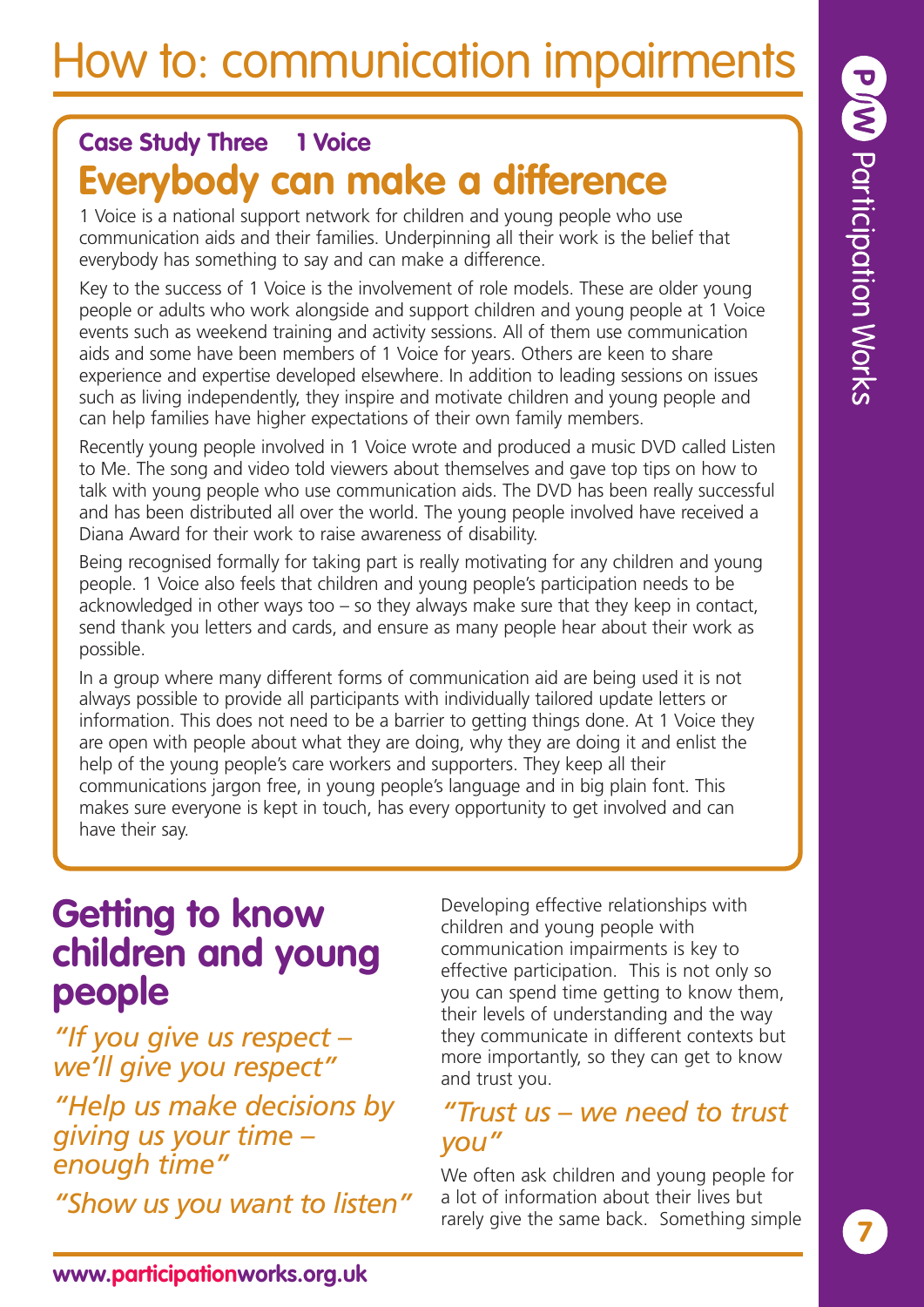# How to: communication impairments

### Case Study Three 1 Voice

## Everybody can make a difference

1 Voice is a national support network for children and young people who use communication aids and their families. Underpinning all their work is the belief that everybody has something to say and can make a difference.

Key to the success of 1 Voice is the involvement of role models. These are older young people or adults who work alongside and support children and young people at 1 Voice events such as weekend training and activity sessions. All of them use communication aids and some have been members of 1 Voice for years. Others are keen to share experience and expertise developed elsewhere. In addition to leading sessions on issues such as living independently, they inspire and motivate children and young people and can help families have higher expectations of their own family members.

Recently young people involved in 1 Voice wrote and produced a music DVD called Listen to Me. The song and video told viewers about themselves and gave top tips on how to talk with young people who use communication aids. The DVD has been really successful and has been distributed all over the world. The young people involved have received a Diana Award for their work to raise awareness of disability.

Being recognised formally for taking part is really motivating for any children and young people. 1 Voice also feels that children and young people's participation needs to be acknowledged in other ways too – so they always make sure that they keep in contact, send thank you letters and cards, and ensure as many people hear about their work as possible.

In a group where many different forms of communication aid are being used it is not always possible to provide all participants with individually tailored update letters or information. This does not need to be a barrier to getting things done. At 1 Voice they are open with people about what they are doing, why they are doing it and enlist the help of the young people's care workers and supporters. They keep all their communications jargon free, in young people's language and in big plain font. This makes sure everyone is kept in touch, has every opportunity to get involved and can have their say.

## Getting to know children and young people

*"If you give us respect – we'll give you respect"*

*"Help us make decisions by giving us your time – enough time"*

*"Show us you want to listen"*

Developing effective relationships with children and young people with communication impairments is key to effective participation. This is not only so you can spend time getting to know them, their levels of understanding and the way they communicate in different contexts but more importantly, so they can get to know and trust you.

*"Trust us – we need to trust you"*

We often ask children and young people for a lot of information about their lives but rarely give the same back. Something simple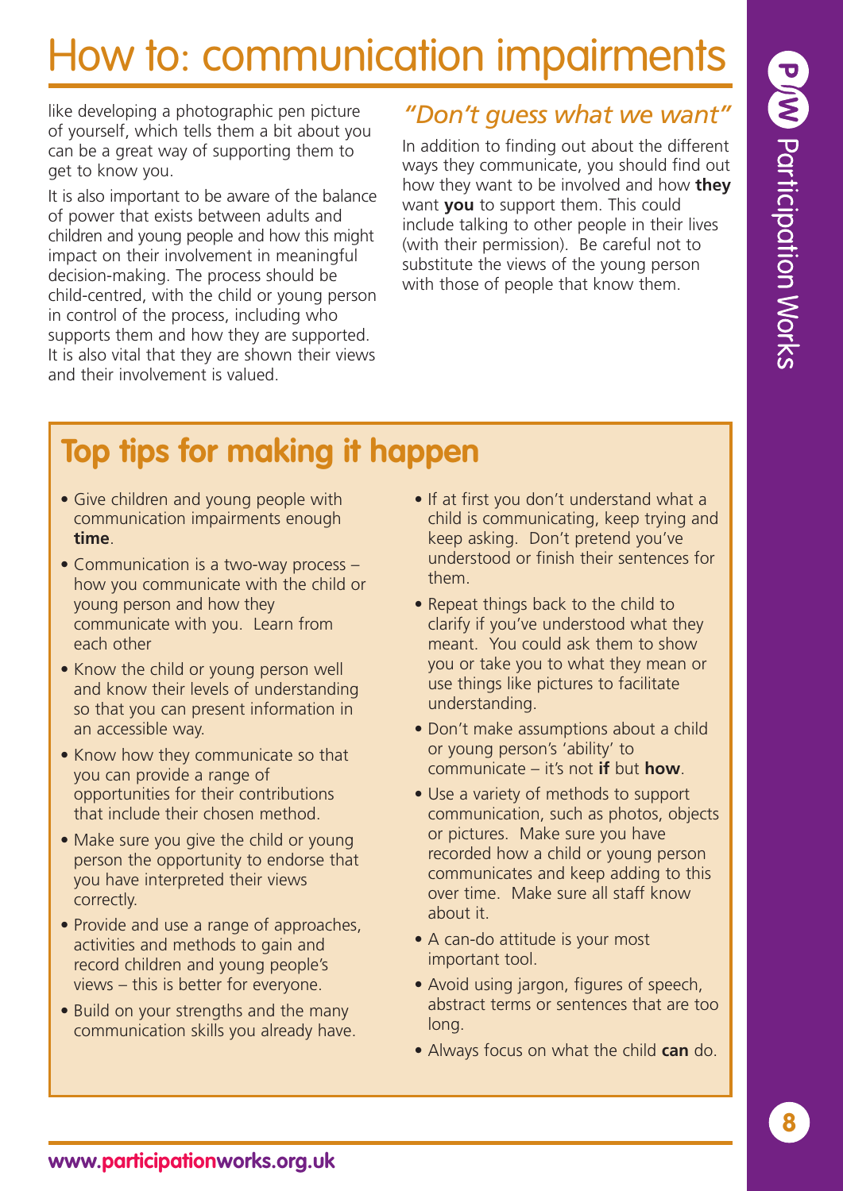# How to: communication impairments

like developing a photographic pen picture of yourself, which tells them a bit about you can be a great way of supporting them to get to know you.

It is also important to be aware of the balance of power that exists between adults and children and young people and how this might impact on their involvement in meaningful decision-making. The process should be child-centred, with the child or young person in control of the process, including who supports them and how they are supported. It is also vital that they are shown their views and their involvement is valued.

## *"Don't guess what we want"*

In addition to finding out about the different ways they communicate, you should find out how they want to be involved and how **they** want **you** to support them. This could include talking to other people in their lives (with their permission). Be careful not to substitute the views of the young person with those of people that know them.

## Top tips for making it happen

- Give children and young people with communication impairments enough **time**.
- Communication is a two-way process – how you communicate with the child or young person and how they communicate with you. Learn from each other
- Know the child or young person well and know their levels of understanding so that you can present information in an accessible way.
- Know how they communicate so that you can provide a range of opportunities for their contributions that include their chosen method.
- Make sure you give the child or young person the opportunity to endorse that you have interpreted their views correctly.
- Provide and use a range of approaches, activities and methods to gain and record children and young people's views – this is better for everyone.
- Build on your strengths and the many communication skills you already have.
- If at first you don't understand what a child is communicating, keep trying and keep asking. Don't pretend you've understood or finish their sentences for them.
- Repeat things back to the child to clarify if you've understood what they meant. You could ask them to show you or take you to what they mean or use things like pictures to facilitate understanding.
- Don't make assumptions about a child or young person's 'ability' to communicate – it's not **if** but **how**.
- Use a variety of methods to support communication, such as photos, objects or pictures. Make sure you have recorded how a child or young person communicates and keep adding to this over time. Make sure all staff know about it.
- A can-do attitude is your most important tool.
- Avoid using jargon, figures of speech, abstract terms or sentences that are too long.
- Always focus on what the child **can** do.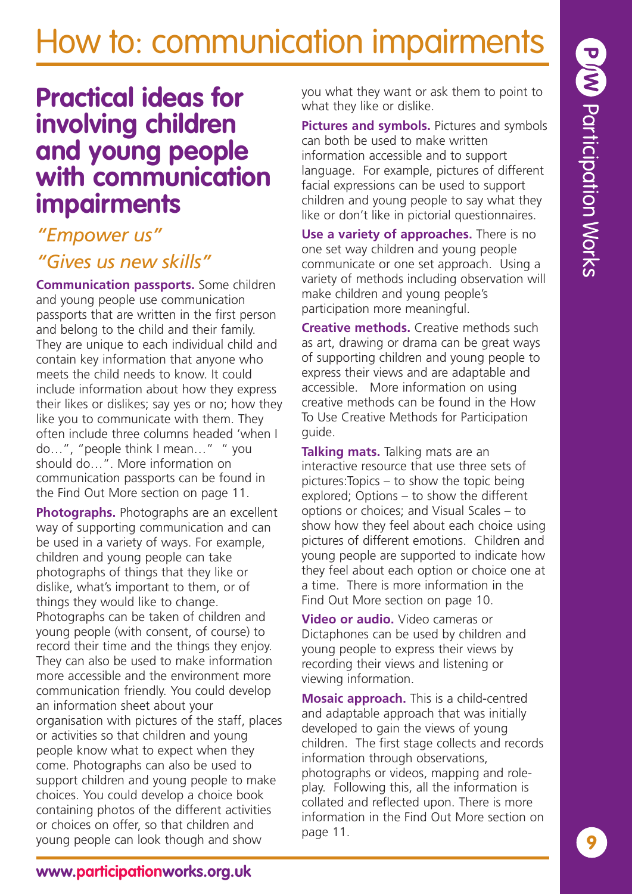# How to: communication impairments

## Practical ideas for involving children and young people with communication impairments

*"Empower us"*

*"Gives us new skills"*

**Communication passports.** Some children and young people use communication passports that are written in the first person and belong to the child and their family. They are unique to each individual child and contain key information that anyone who meets the child needs to know. It could include information about how they express their likes or dislikes; say yes or no; how they like you to communicate with them. They often include three columns headed 'when I do…", "people think I mean…" " you should do…". More information on communication passports can be found in the Find Out More section on page 11.

**Photographs.** Photographs are an excellent way of supporting communication and can be used in a variety of ways. For example, children and young people can take photographs of things that they like or dislike, what's important to them, or of things they would like to change. Photographs can be taken of children and young people (with consent, of course) to record their time and the things they enjoy. They can also be used to make information more accessible and the environment more communication friendly. You could develop an information sheet about your organisation with pictures of the staff, places or activities so that children and young people know what to expect when they come. Photographs can also be used to support children and young people to make choices. You could develop a choice book containing photos of the different activities or choices on offer, so that children and young people can look though and show you what they want or ask them to point to what they like or dislike.

**Pictures and symbols.** Pictures and symbols can both be used to make written information accessible and to support language. For example, pictures of different facial expressions can be used to support children and young people to say what they like or don't like in pictorial questionnaires.

**Use a variety of approaches.** There is no one set way children and young people communicate or one set approach. Using a variety of methods including observation will make children and young people's participation more meaningful.

**Creative methods.** Creative methods such as art, drawing or drama can be great ways of supporting children and young people to express their views and are adaptable and accessible. More information on using creative methods can be found in the How To Use Creative Methods for Participation guide.

**Talking mats.** Talking mats are an interactive resource that use three sets of pictures:Topics – to show the topic being explored; Options – to show the different options or choices; and Visual Scales – to show how they feel about each choice using pictures of different emotions. Children and young people are supported to indicate how they feel about each option or choice one at a time. There is more information in the Find Out More section on page 10.

**Video or audio.** Video cameras or Dictaphones can be used by children and young people to express their views by recording their views and listening or viewing information.

**Mosaic approach.** This is a child-centred and adaptable approach that was initially developed to gain the views of young children. The first stage collects and records information through observations, photographs or videos, mapping and role-play. Following this, all the information is collated and reflected upon. There is more information in the Find Out More section on page 11.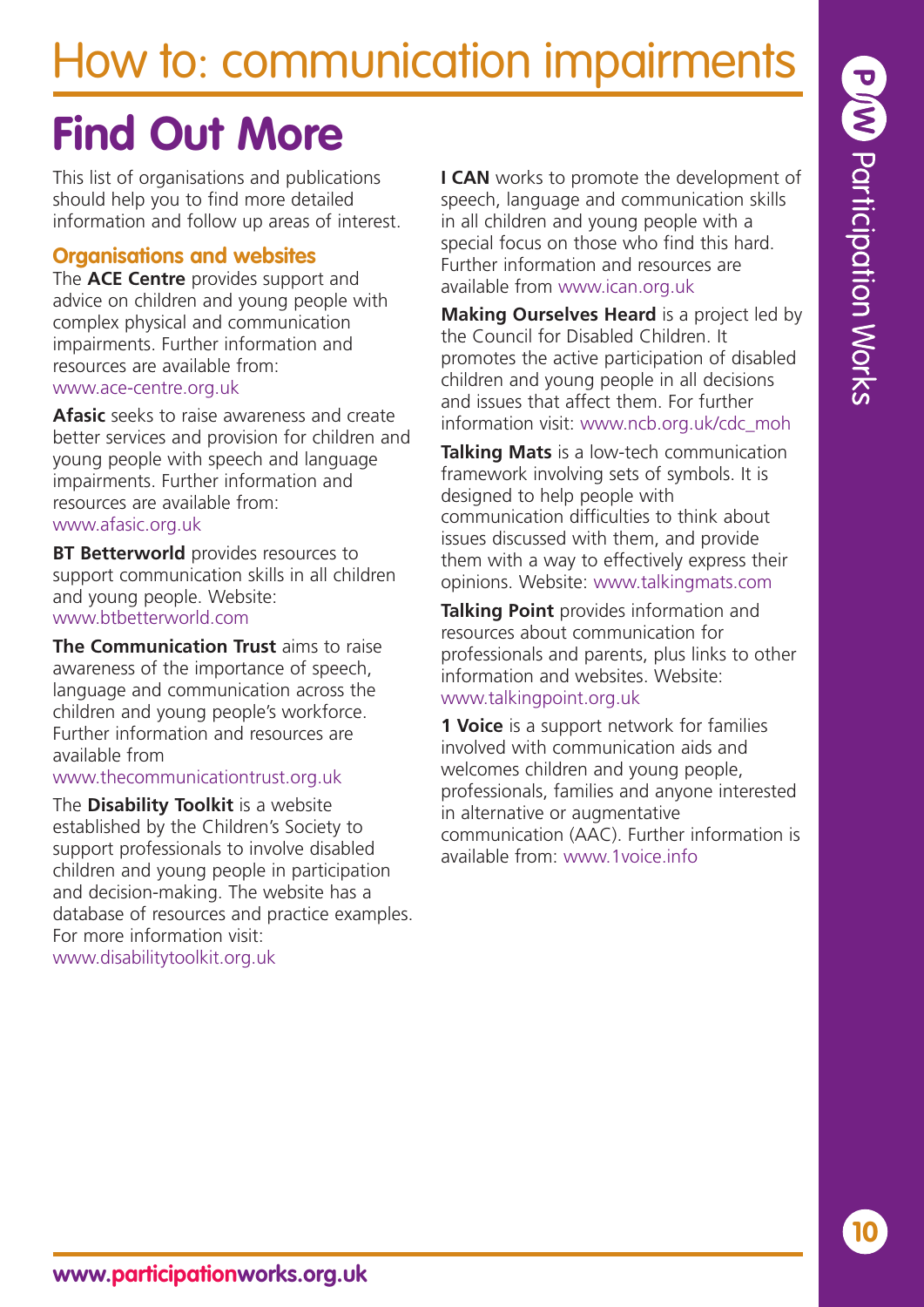# How to: communication impairments

## Find Out More

This list of organisations and publications should help you to find more detailed information and follow up areas of interest.

### Organisations and websites

The **ACE Centre** provides support and advice on children and young people with complex physical and communication impairments. Further information and resources are available from: www.ace-centre.org.uk

**Afasic** seeks to raise awareness and create better services and provision for children and young people with speech and language impairments. Further information and resources are available from: www.afasic.org.uk

**BT Betterworld** provides resources to support communication skills in all children and young people. Website: www.btbetterworld.com

**The Communication Trust** aims to raise awareness of the importance of speech, language and communication across the children and young people's workforce. Further information and resources are available from www.thecommunicationtrust.org.uk

The **Disability Toolkit** is a website established by the Children's Society to support professionals to involve disabled children and young people in participation and decision-making. The website has a database of resources and practice examples. For more information visit: www.disabilitytoolkit.org.uk

**I CAN** works to promote the development of speech, language and communication skills in all children and young people with a special focus on those who find this hard. Further information and resources are available from www.ican.org.uk

**Making Ourselves Heard** is a project led by the Council for Disabled Children. It promotes the active participation of disabled children and young people in all decisions and issues that affect them. For further information visit: www.ncb.org.uk/cdc_moh

**Talking Mats** is a low-tech communication framework involving sets of symbols. It is designed to help people with communication difficulties to think about issues discussed with them, and provide them with a way to effectively express their opinions. Website: www.talkingmats.com

**Talking Point** provides information and resources about communication for professionals and parents, plus links to other information and websites. Website: www.talkingpoint.org.uk

**1 Voice** is a support network for families involved with communication aids and welcomes children and young people, professionals, families and anyone interested in alternative or augmentative communication (AAC). Further information is available from: www.1voice.info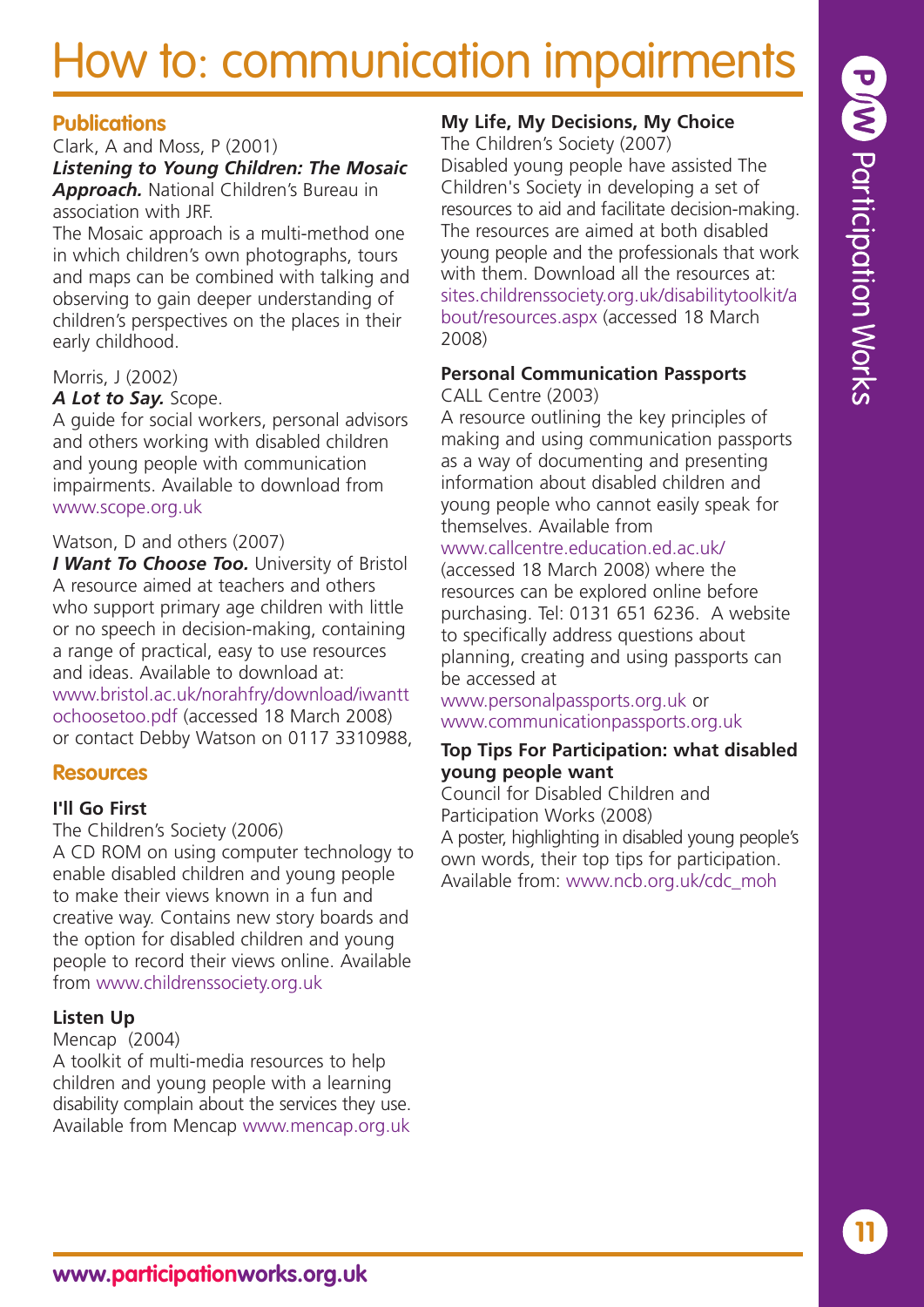# How to: communication impairments

## Publications

Clark, A and Moss, P (2001)
***Listening to Young Children: The Mosaic Approach.*** National Children's Bureau in association with JRF.
The Mosaic approach is a multi-method one in which children's own photographs, tours and maps can be combined with talking and observing to gain deeper understanding of children's perspectives on the places in their early childhood.

Morris, J (2002)
***A Lot to Say.*** Scope.
A guide for social workers, personal advisors and others working with disabled children and young people with communication impairments. Available to download from www.scope.org.uk

Watson, D and others (2007)
***I Want To Choose Too.*** University of Bristol
A resource aimed at teachers and others who support primary age children with little or no speech in decision-making, containing a range of practical, easy to use resources and ideas. Available to download at: www.bristol.ac.uk/norahfry/download/iwanttochoosetoo.pdf (accessed 18 March 2008) or contact Debby Watson on 0117 3310988,

## Resources

**I'll Go First**
The Children's Society (2006)
A CD ROM on using computer technology to enable disabled children and young people to make their views known in a fun and creative way. Contains new story boards and the option for disabled children and young people to record their views online. Available from www.childrenssociety.org.uk

**Listen Up**
Mencap (2004)
A toolkit of multi-media resources to help children and young people with a learning disability complain about the services they use. Available from Mencap www.mencap.org.uk

**My Life, My Decisions, My Choice**
The Children's Society (2007)
Disabled young people have assisted The Children's Society in developing a set of resources to aid and facilitate decision-making. The resources are aimed at both disabled young people and the professionals that work with them. Download all the resources at: sites.childrenssociety.org.uk/disabilitytoolkit/about/resources.aspx (accessed 18 March 2008)

**Personal Communication Passports**
CALL Centre (2003)
A resource outlining the key principles of making and using communication passports as a way of documenting and presenting information about disabled children and young people who cannot easily speak for themselves. Available from www.callcentre.education.ed.ac.uk/ (accessed 18 March 2008) where the resources can be explored online before purchasing. Tel: 0131 651 6236. A website to specifically address questions about planning, creating and using passports can be accessed at www.personalpassports.org.uk or www.communicationpassports.org.uk

**Top Tips For Participation: what disabled young people want**
Council for Disabled Children and Participation Works (2008)
A poster, highlighting in disabled young people's own words, their top tips for participation. Available from: www.ncb.org.uk/cdc_moh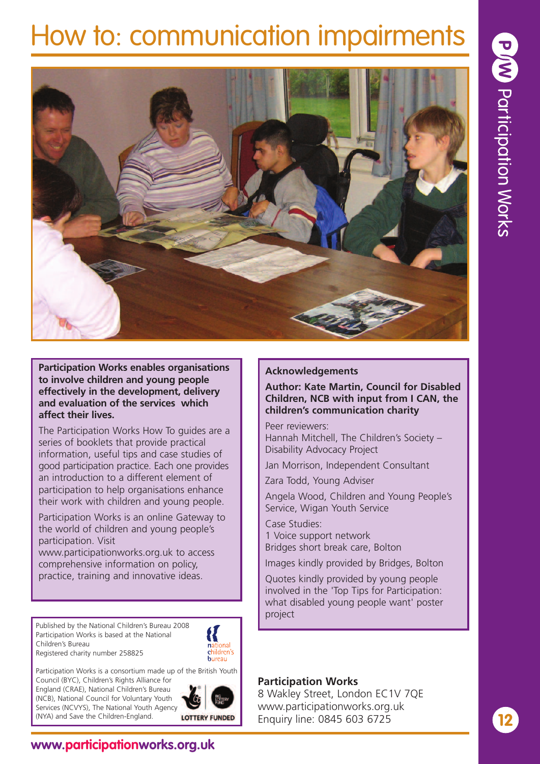# How to: communication impairments

**Participation Works enables organisations to involve children and young people effectively in the development, delivery and evaluation of the services which affect their lives.**

The Participation Works How To guides are a series of booklets that provide practical information, useful tips and case studies of good participation practice. Each one provides an introduction to a different element of participation to help organisations enhance their work with children and young people.

Participation Works is an online Gateway to the world of children and young people's participation. Visit www.participationworks.org.uk to access comprehensive information on policy, practice, training and innovative ideas.

Published by the National Children's Bureau 2008
Participation Works is based at the National Children's Bureau
Registered charity number 258825

Participation Works is a consortium made up of the British Youth Council (BYC), Children's Rights Alliance for England (CRAE), National Children's Bureau (NCB), National Council for Voluntary Youth Services (NCVYS), The National Youth Agency (NYA) and Save the Children-England.

LOTTERY FUNDED

## Acknowledgements

**Author: Kate Martin, Council for Disabled Children, NCB with input from I CAN, the children's communication charity**

Peer reviewers:
Hannah Mitchell, The Children's Society – Disability Advocacy Project

Jan Morrison, Independent Consultant

Zara Todd, Young Adviser

Angela Wood, Children and Young People's Service, Wigan Youth Service

Case Studies:
1 Voice support network
Bridges short break care, Bolton

Images kindly provided by Bridges, Bolton

Quotes kindly provided by young people involved in the 'Top Tips for Participation: what disabled young people want' poster project

**Participation Works**
8 Wakley Street, London EC1V 7QE
www.participationworks.org.uk
Enquiry line: 0845 603 6725